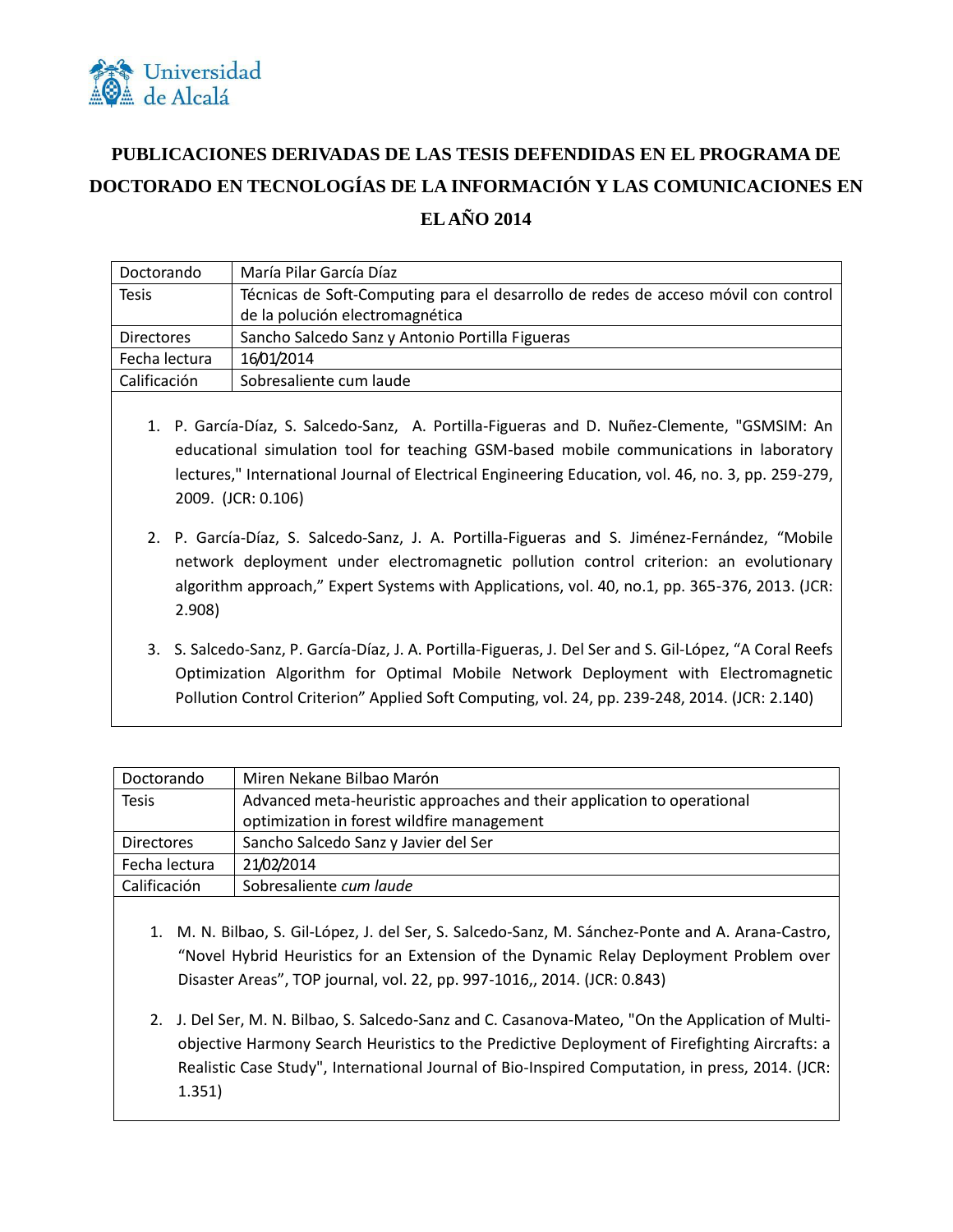**Universidad de Alcalá**

# PUBLICACIONES DERIVADAS DE LAS TESIS DEFENDIDAS EN EL PROGRAMA DE DOCTORADO EN TECNOLOGÍAS DE LA INFORMACIÓN Y LAS COMUNICACIONES EN EL AÑO 2014

| Doctorando | María Pilar García Díaz |
|---|---|
| Tesis | Técnicas de Soft-Computing para el desarrollo de redes de acceso móvil con control de la polución electromagnética |
| Directores | Sancho Salcedo Sanz y Antonio Portilla Figueras |
| Fecha lectura | 16/01/2014 |
| Calificación | Sobresaliente cum laude |

1. P. García-Díaz, S. Salcedo-Sanz, A. Portilla-Figueras and D. Nuñez-Clemente, "GSMSIM: An educational simulation tool for teaching GSM-based mobile communications in laboratory lectures," International Journal of Electrical Engineering Education, vol. 46, no. 3, pp. 259-279, 2009. (JCR: 0.106)

2. P. García-Díaz, S. Salcedo-Sanz, J. A. Portilla-Figueras and S. Jiménez-Fernández, "Mobile network deployment under electromagnetic pollution control criterion: an evolutionary algorithm approach," Expert Systems with Applications, vol. 40, no.1, pp. 365-376, 2013. (JCR: 2.908)

3. S. Salcedo-Sanz, P. García-Díaz, J. A. Portilla-Figueras, J. Del Ser and S. Gil-López, "A Coral Reefs Optimization Algorithm for Optimal Mobile Network Deployment with Electromagnetic Pollution Control Criterion" Applied Soft Computing, vol. 24, pp. 239-248, 2014. (JCR: 2.140)

| Doctorando | Miren Nekane Bilbao Marón |
|---|---|
| Tesis | Advanced meta-heuristic approaches and their application to operational optimization in forest wildfire management |
| Directores | Sancho Salcedo Sanz y Javier del Ser |
| Fecha lectura | 21/02/2014 |
| Calificación | Sobresaliente *cum laude* |

1. M. N. Bilbao, S. Gil-López, J. del Ser, S. Salcedo-Sanz, M. Sánchez-Ponte and A. Arana-Castro, "Novel Hybrid Heuristics for an Extension of the Dynamic Relay Deployment Problem over Disaster Areas", TOP journal, vol. 22, pp. 997-1016,, 2014. (JCR: 0.843)

2. J. Del Ser, M. N. Bilbao, S. Salcedo-Sanz and C. Casanova-Mateo, "On the Application of Multi-objective Harmony Search Heuristics to the Predictive Deployment of Firefighting Aircrafts: a Realistic Case Study", International Journal of Bio-Inspired Computation, in press, 2014. (JCR: 1.351)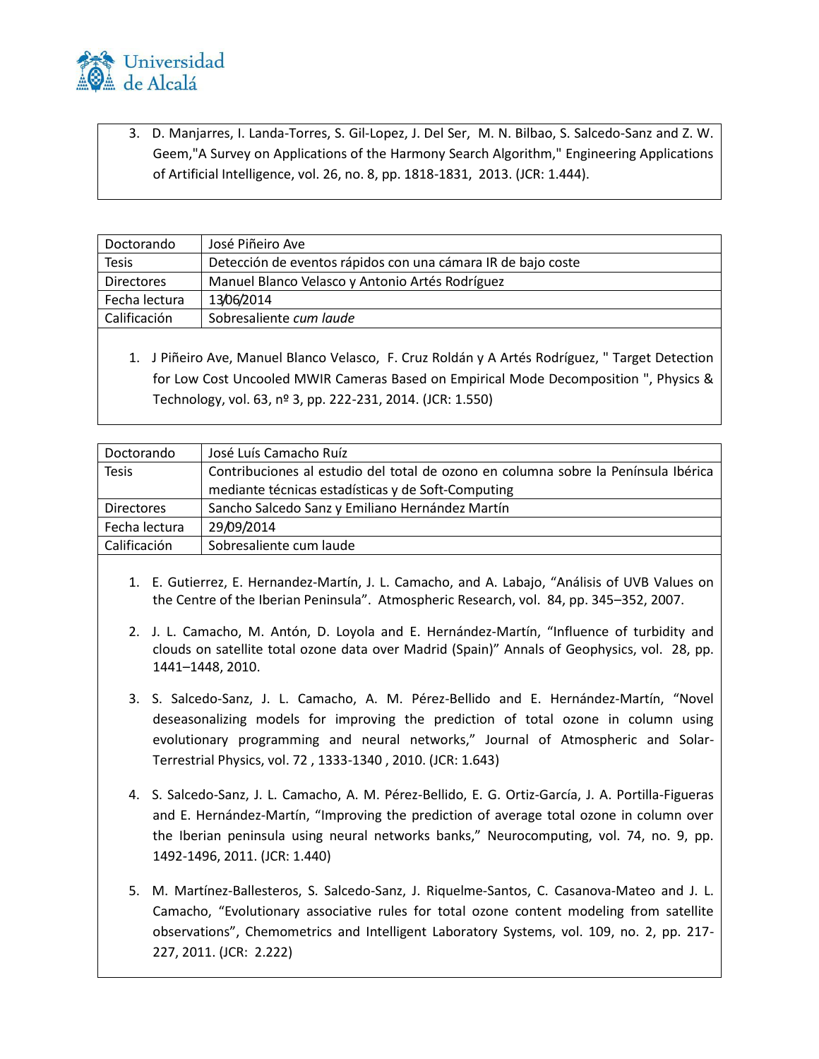3. D. Manjarres, I. Landa-Torres, S. Gil-Lopez, J. Del Ser, M. N. Bilbao, S. Salcedo-Sanz and Z. W. Geem,"A Survey on Applications of the Harmony Search Algorithm," Engineering Applications of Artificial Intelligence, vol. 26, no. 8, pp. 1818-1831, 2013. (JCR: 1.444).

| Doctorando | José Piñeiro Ave |
| --- | --- |
| Tesis | Detección de eventos rápidos con una cámara IR de bajo coste |
| Directores | Manuel Blanco Velasco y Antonio Artés Rodríguez |
| Fecha lectura | 13/06/2014 |
| Calificación | Sobresaliente *cum laude* |

1. J Piñeiro Ave, Manuel Blanco Velasco, F. Cruz Roldán y A Artés Rodríguez, " Target Detection for Low Cost Uncooled MWIR Cameras Based on Empirical Mode Decomposition ", Physics & Technology, vol. 63, nº 3, pp. 222-231, 2014. (JCR: 1.550)

| Doctorando | José Luís Camacho Ruíz |
| --- | --- |
| Tesis | Contribuciones al estudio del total de ozono en columna sobre la Península Ibérica mediante técnicas estadísticas y de Soft-Computing |
| Directores | Sancho Salcedo Sanz y Emiliano Hernández Martín |
| Fecha lectura | 29/09/2014 |
| Calificación | Sobresaliente cum laude |

1. E. Gutierrez, E. Hernandez-Martín, J. L. Camacho, and A. Labajo, "Análisis of UVB Values on the Centre of the Iberian Peninsula". Atmospheric Research, vol. 84, pp. 345–352, 2007.
2. J. L. Camacho, M. Antón, D. Loyola and E. Hernández-Martín, "Influence of turbidity and clouds on satellite total ozone data over Madrid (Spain)" Annals of Geophysics, vol. 28, pp. 1441–1448, 2010.
3. S. Salcedo-Sanz, J. L. Camacho, A. M. Pérez-Bellido and E. Hernández-Martín, "Novel deseasonalizing models for improving the prediction of total ozone in column using evolutionary programming and neural networks," Journal of Atmospheric and Solar-Terrestrial Physics, vol. 72 , 1333-1340 , 2010. (JCR: 1.643)
4. S. Salcedo-Sanz, J. L. Camacho, A. M. Pérez-Bellido, E. G. Ortiz-García, J. A. Portilla-Figueras and E. Hernández-Martín, "Improving the prediction of average total ozone in column over the Iberian peninsula using neural networks banks," Neurocomputing, vol. 74, no. 9, pp. 1492-1496, 2011. (JCR: 1.440)
5. M. Martínez-Ballesteros, S. Salcedo-Sanz, J. Riquelme-Santos, C. Casanova-Mateo and J. L. Camacho, "Evolutionary associative rules for total ozone content modeling from satellite observations", Chemometrics and Intelligent Laboratory Systems, vol. 109, no. 2, pp. 217-227, 2011. (JCR: 2.222)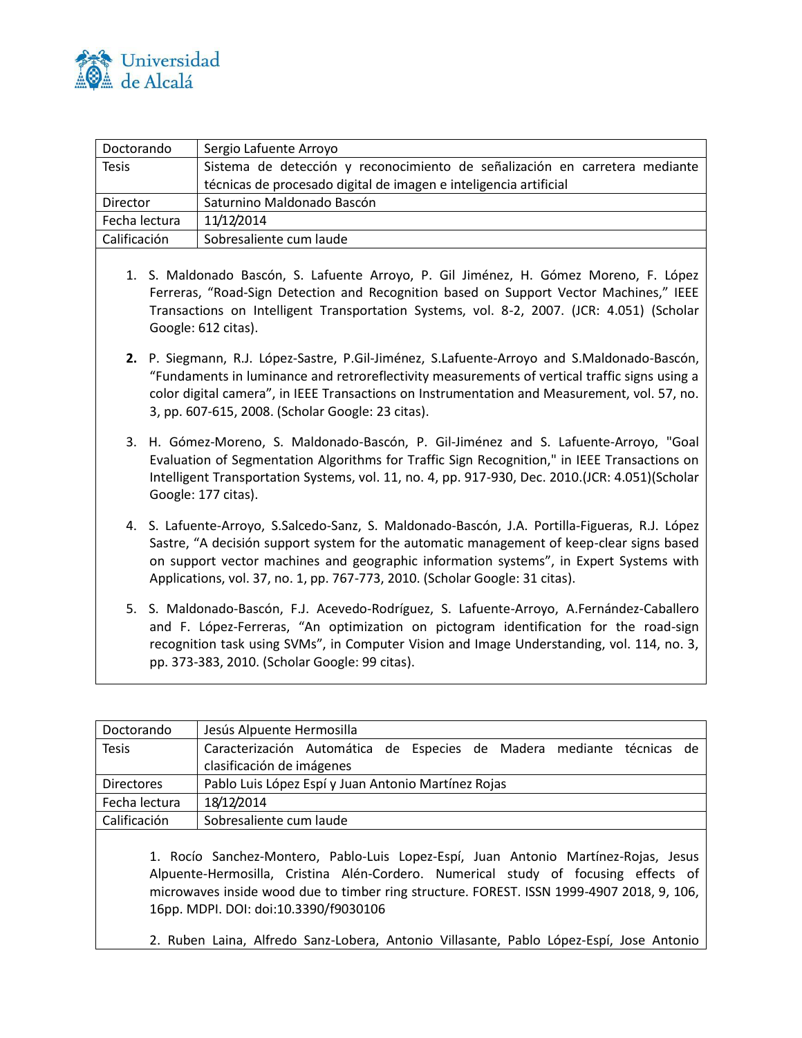| Doctorando | Sergio Lafuente Arroyo |
|---|---|
| Tesis | Sistema de detección y reconocimiento de señalización en carretera mediante técnicas de procesado digital de imagen e inteligencia artificial |
| Director | Saturnino Maldonado Bascón |
| Fecha lectura | 11/12/2014 |
| Calificación | Sobresaliente cum laude |

1. S. Maldonado Bascón, S. Lafuente Arroyo, P. Gil Jiménez, H. Gómez Moreno, F. López Ferreras, "Road-Sign Detection and Recognition based on Support Vector Machines," IEEE Transactions on Intelligent Transportation Systems, vol. 8-2, 2007. (JCR: 4.051) (Scholar Google: 612 citas).

2. P. Siegmann, R.J. López-Sastre, P.Gil-Jiménez, S.Lafuente-Arroyo and S.Maldonado-Bascón, "Fundaments in luminance and retroreflectivity measurements of vertical traffic signs using a color digital camera", in IEEE Transactions on Instrumentation and Measurement, vol. 57, no. 3, pp. 607-615, 2008. (Scholar Google: 23 citas).

3. H. Gómez-Moreno, S. Maldonado-Bascón, P. Gil-Jiménez and S. Lafuente-Arroyo, "Goal Evaluation of Segmentation Algorithms for Traffic Sign Recognition," in IEEE Transactions on Intelligent Transportation Systems, vol. 11, no. 4, pp. 917-930, Dec. 2010.(JCR: 4.051)(Scholar Google: 177 citas).

4. S. Lafuente-Arroyo, S.Salcedo-Sanz, S. Maldonado-Bascón, J.A. Portilla-Figueras, R.J. López Sastre, "A decisión support system for the automatic management of keep-clear signs based on support vector machines and geographic information systems", in Expert Systems with Applications, vol. 37, no. 1, pp. 767-773, 2010. (Scholar Google: 31 citas).

5. S. Maldonado-Bascón, F.J. Acevedo-Rodríguez, S. Lafuente-Arroyo, A.Fernández-Caballero and F. López-Ferreras, "An optimization on pictogram identification for the road-sign recognition task using SVMs", in Computer Vision and Image Understanding, vol. 114, no. 3, pp. 373-383, 2010. (Scholar Google: 99 citas).

| Doctorando | Jesús Alpuente Hermosilla |
|---|---|
| Tesis | Caracterización Automática de Especies de Madera mediante técnicas de clasificación de imágenes |
| Directores | Pablo Luis López Espí y Juan Antonio Martínez Rojas |
| Fecha lectura | 18/12/2014 |
| Calificación | Sobresaliente cum laude |

1. Rocío Sanchez-Montero, Pablo-Luis Lopez-Espí, Juan Antonio Martínez-Rojas, Jesus Alpuente-Hermosilla, Cristina Alén-Cordero. Numerical study of focusing effects of microwaves inside wood due to timber ring structure. FOREST. ISSN 1999-4907 2018, 9, 106, 16pp. MDPI. DOI: doi:10.3390/f9030106

2. Ruben Laina, Alfredo Sanz-Lobera, Antonio Villasante, Pablo López-Espí, Jose Antonio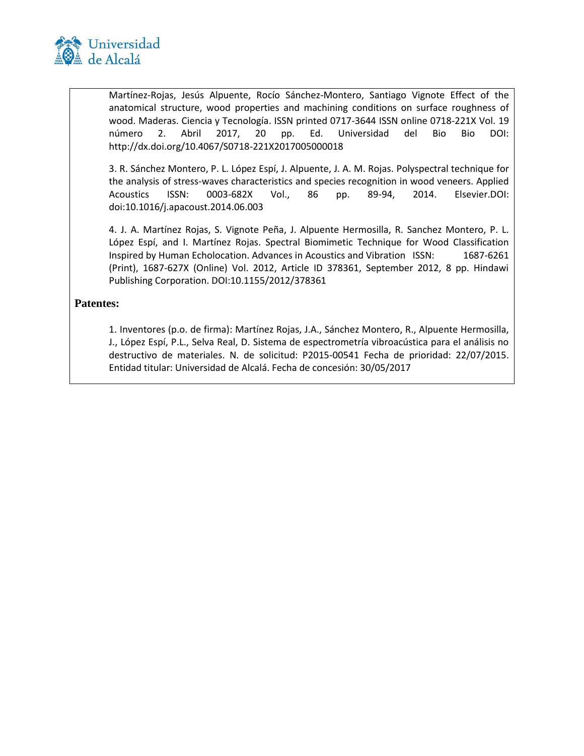Martínez-Rojas, Jesús Alpuente, Rocío Sánchez-Montero, Santiago Vignote Effect of the anatomical structure, wood properties and machining conditions on surface roughness of wood. Maderas. Ciencia y Tecnología. ISSN printed 0717-3644 ISSN online 0718-221X Vol. 19 número 2. Abril 2017, 20 pp. Ed. Universidad del Bio Bio DOI: http://dx.doi.org/10.4067/S0718-221X2017005000018

3. R. Sánchez Montero, P. L. López Espí, J. Alpuente, J. A. M. Rojas. Polyspectral technique for the analysis of stress-waves characteristics and species recognition in wood veneers. Applied Acoustics ISSN: 0003-682X Vol., 86 pp. 89-94, 2014. Elsevier.DOI: doi:10.1016/j.apacoust.2014.06.003

4. J. A. Martínez Rojas, S. Vignote Peña, J. Alpuente Hermosilla, R. Sanchez Montero, P. L. López Espí, and I. Martínez Rojas. Spectral Biomimetic Technique for Wood Classification Inspired by Human Echolocation. Advances in Acoustics and Vibration ISSN: 1687-6261 (Print), 1687-627X (Online) Vol. 2012, Article ID 378361, September 2012, 8 pp. Hindawi Publishing Corporation. DOI:10.1155/2012/378361

**Patentes:**

1. Inventores (p.o. de firma): Martínez Rojas, J.A., Sánchez Montero, R., Alpuente Hermosilla, J., López Espí, P.L., Selva Real, D. Sistema de espectrometría vibroacústica para el análisis no destructivo de materiales. N. de solicitud: P2015-00541 Fecha de prioridad: 22/07/2015. Entidad titular: Universidad de Alcalá. Fecha de concesión: 30/05/2017